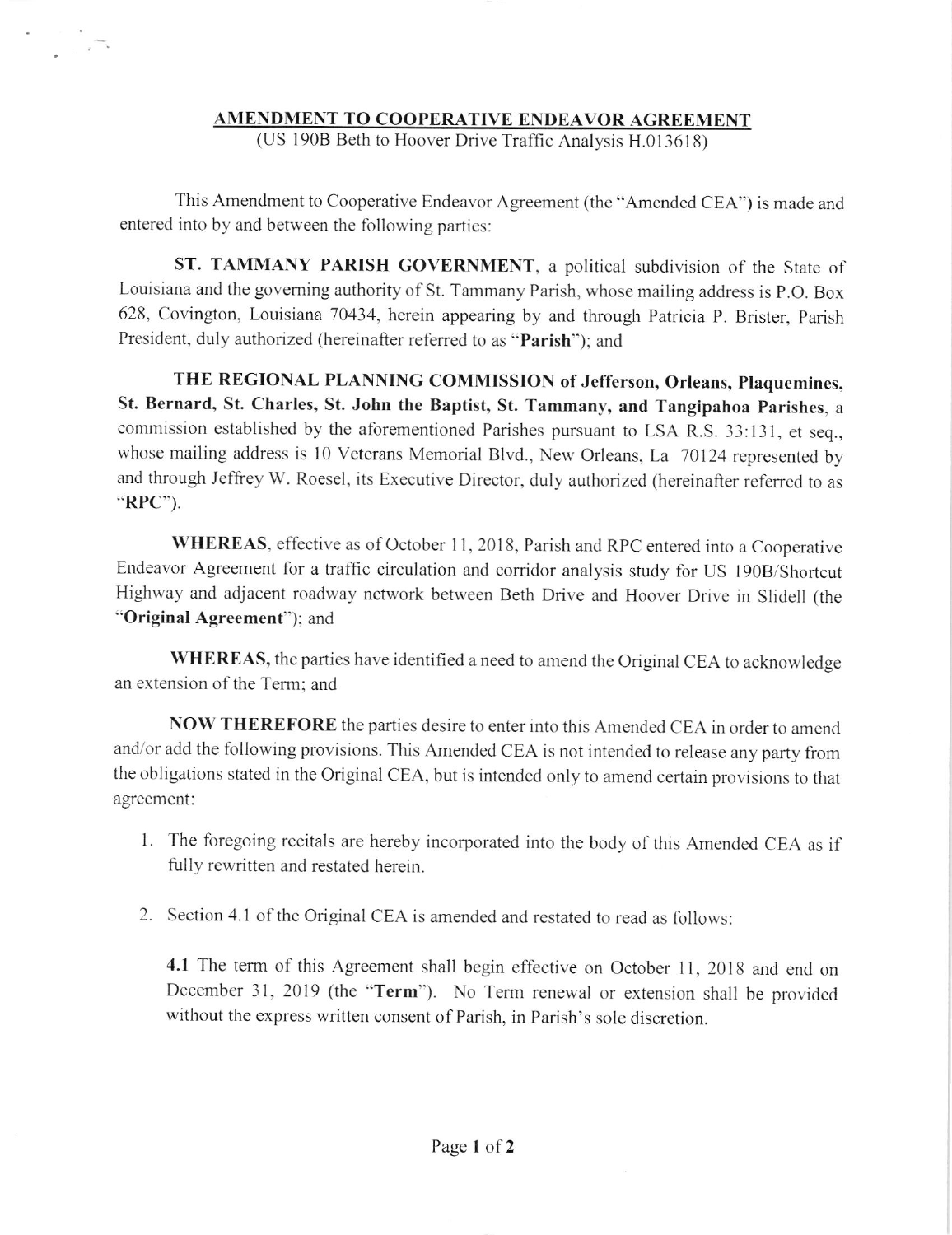# AMENDMENT TO COOPERATIVE ENDEAVOR AGREEMENT

(US 190B Beth to Hoover Drive Traffic Analysis H.013618)

This Amendment to Cooperative Endeavor Agreement (the "Amended CEA") is made and entered into by and between the following parties:

**ST. TAMMANY PARISH GOVERNMENT**, a political subdivision of the State of Louisiana and the governing authority of St. Tammany Parish, whose mailing address is P.O. Box 628, Covington, Louisiana 70434, herein appearing by and through Patricia P. Brister, Parish President, duly authorized (hereinafter referred to as "**Parish**"); and

**THE REGIONAL PLANNING COMMISSION of Jefferson, Orleans, Plaquemines, St. Bernard, St. Charles, St. John the Baptist, St. Tammany, and Tangipahoa Parishes**, a commission established by the aforementioned Parishes pursuant to LSA R.S. 33:131, et seq., whose mailing address is 10 Veterans Memorial Blvd., New Orleans, La 70124 represented by and through Jeffrey W. Roesel, its Executive Director, duly authorized (hereinafter referred to as "**RPC**").

**WHEREAS**, effective as of October 11, 2018, Parish and RPC entered into a Cooperative Endeavor Agreement for a traffic circulation and corridor analysis study for US 190B/Shortcut Highway and adjacent roadway network between Beth Drive and Hoover Drive in Slidell (the "**Original Agreement**"); and

**WHEREAS,** the parties have identified a need to amend the Original CEA to acknowledge an extension of the Term; and

**NOW THEREFORE** the parties desire to enter into this Amended CEA in order to amend and/or add the following provisions. This Amended CEA is not intended to release any party from the obligations stated in the Original CEA, but is intended only to amend certain provisions to that agreement:

1. The foregoing recitals are hereby incorporated into the body of this Amended CEA as if fully rewritten and restated herein.

2. Section 4.1 of the Original CEA is amended and restated to read as follows:

   **4.1** The term of this Agreement shall begin effective on October 11, 2018 and end on December 31, 2019 (the "**Term**"). No Term renewal or extension shall be provided without the express written consent of Parish, in Parish's sole discretion.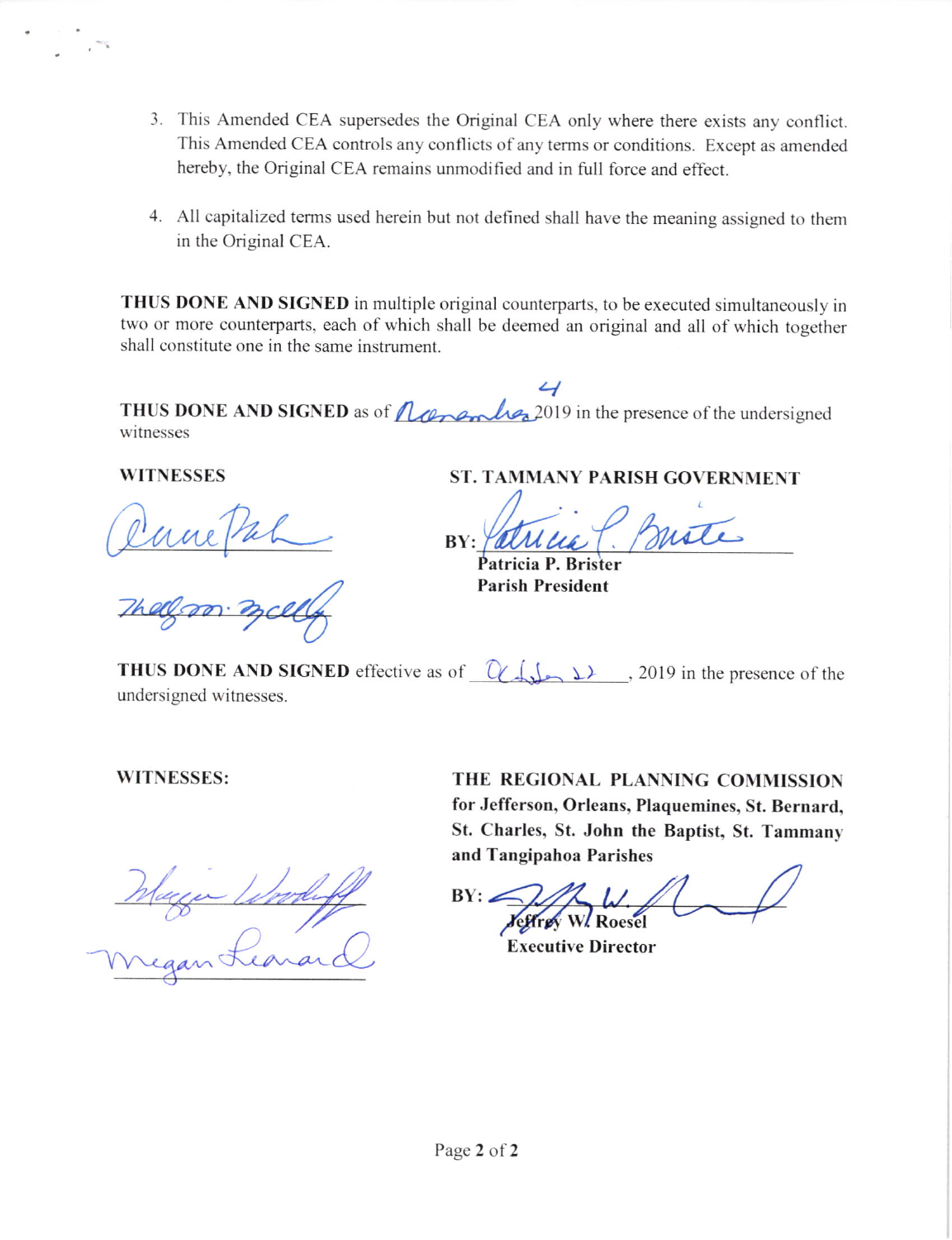3. This Amended CEA supersedes the Original CEA only where there exists any conflict. This Amended CEA controls any conflicts of any terms or conditions. Except as amended hereby, the Original CEA remains unmodified and in full force and effect.

4. All capitalized terms used herein but not defined shall have the meaning assigned to them in the Original CEA.

**THUS DONE AND SIGNED** in multiple original counterparts, to be executed simultaneously in two or more counterparts, each of which shall be deemed an original and all of which together shall constitute one in the same instrument.

**THUS DONE AND SIGNED** as of November 4 2019 in the presence of the undersigned witnesses

**WITNESSES**

**ST. TAMMANY PARISH GOVERNMENT**

BY: ______________________
**Patricia P. Brister**
**Parish President**

**THUS DONE AND SIGNED** effective as of October 22, 2019 in the presence of the undersigned witnesses.

**WITNESSES:**

**THE REGIONAL PLANNING COMMISSION for Jefferson, Orleans, Plaquemines, St. Bernard, St. Charles, St. John the Baptist, St. Tammany and Tangipahoa Parishes**

BY: ______________________
**Jeffrey W. Roesel**
**Executive Director**